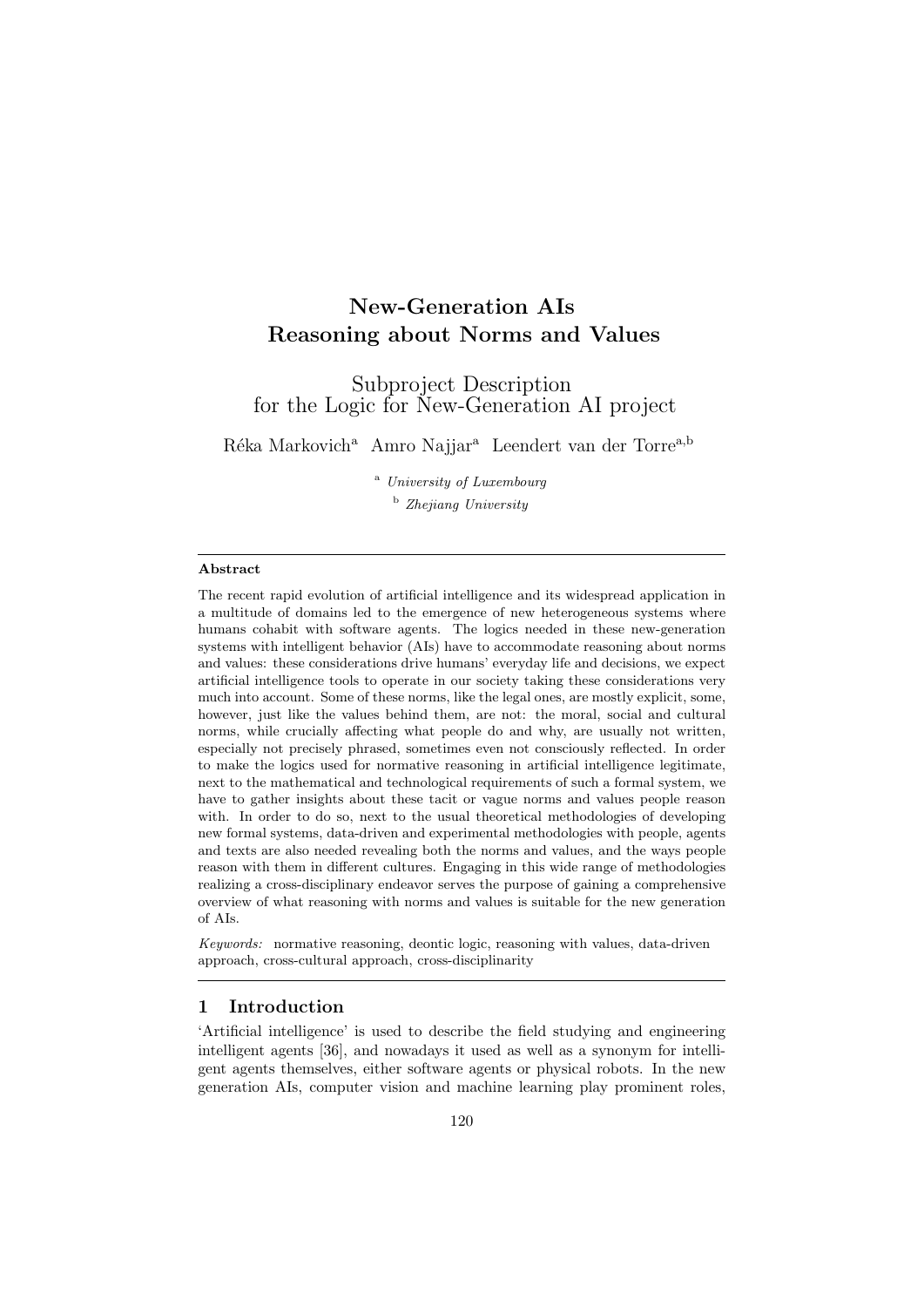# New-Generation AIs
# Reasoning about Norms and Values

## Subproject Description
## for the Logic for New-Generation AI project

Réka Markovich[a] Amro Najjar[a] Leendert van der Torre[a,b]

[a] *University of Luxembourg*

[b] *Zhejiang University*

---

**Abstract**

The recent rapid evolution of artificial intelligence and its widespread application in a multitude of domains led to the emergence of new heterogeneous systems where humans cohabit with software agents. The logics needed in these new-generation systems with intelligent behavior (AIs) have to accommodate reasoning about norms and values: these considerations drive humans' everyday life and decisions, we expect artificial intelligence tools to operate in our society taking these considerations very much into account. Some of these norms, like the legal ones, are mostly explicit, some, however, just like the values behind them, are not: the moral, social and cultural norms, while crucially affecting what people do and why, are usually not written, especially not precisely phrased, sometimes even not consciously reflected. In order to make the logics used for normative reasoning in artificial intelligence legitimate, next to the mathematical and technological requirements of such a formal system, we have to gather insights about these tacit or vague norms and values people reason with. In order to do so, next to the usual theoretical methodologies of developing new formal systems, data-driven and experimental methodologies with people, agents and texts are also needed revealing both the norms and values, and the ways people reason with them in different cultures. Engaging in this wide range of methodologies realizing a cross-disciplinary endeavor serves the purpose of gaining a comprehensive overview of what reasoning with norms and values is suitable for the new generation of AIs.

*Keywords:* normative reasoning, deontic logic, reasoning with values, data-driven approach, cross-cultural approach, cross-disciplinarity

---

## 1 Introduction

'Artificial intelligence' is used to describe the field studying and engineering intelligent agents [36], and nowadays it used as well as a synonym for intelligent agents themselves, either software agents or physical robots. In the new generation AIs, computer vision and machine learning play prominent roles,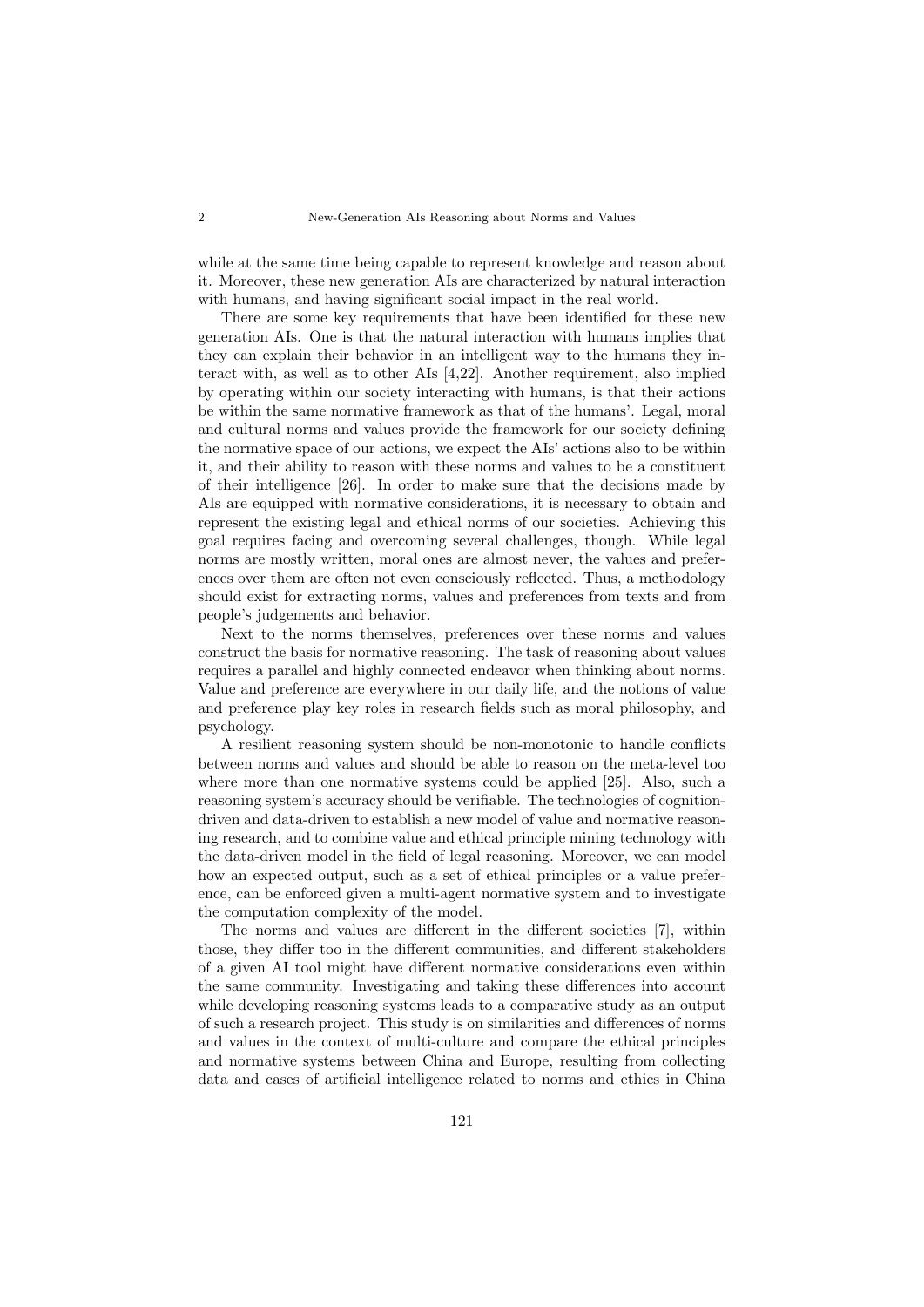while at the same time being capable to represent knowledge and reason about it. Moreover, these new generation AIs are characterized by natural interaction with humans, and having significant social impact in the real world.

There are some key requirements that have been identified for these new generation AIs. One is that the natural interaction with humans implies that they can explain their behavior in an intelligent way to the humans they interact with, as well as to other AIs [4,22]. Another requirement, also implied by operating within our society interacting with humans, is that their actions be within the same normative framework as that of the humans'. Legal, moral and cultural norms and values provide the framework for our society defining the normative space of our actions, we expect the AIs' actions also to be within it, and their ability to reason with these norms and values to be a constituent of their intelligence [26]. In order to make sure that the decisions made by AIs are equipped with normative considerations, it is necessary to obtain and represent the existing legal and ethical norms of our societies. Achieving this goal requires facing and overcoming several challenges, though. While legal norms are mostly written, moral ones are almost never, the values and preferences over them are often not even consciously reflected. Thus, a methodology should exist for extracting norms, values and preferences from texts and from people's judgements and behavior.

Next to the norms themselves, preferences over these norms and values construct the basis for normative reasoning. The task of reasoning about values requires a parallel and highly connected endeavor when thinking about norms. Value and preference are everywhere in our daily life, and the notions of value and preference play key roles in research fields such as moral philosophy, and psychology.

A resilient reasoning system should be non-monotonic to handle conflicts between norms and values and should be able to reason on the meta-level too where more than one normative systems could be applied [25]. Also, such a reasoning system's accuracy should be verifiable. The technologies of cognition-driven and data-driven to establish a new model of value and normative reasoning research, and to combine value and ethical principle mining technology with the data-driven model in the field of legal reasoning. Moreover, we can model how an expected output, such as a set of ethical principles or a value preference, can be enforced given a multi-agent normative system and to investigate the computation complexity of the model.

The norms and values are different in the different societies [7], within those, they differ too in the different communities, and different stakeholders of a given AI tool might have different normative considerations even within the same community. Investigating and taking these differences into account while developing reasoning systems leads to a comparative study as an output of such a research project. This study is on similarities and differences of norms and values in the context of multi-culture and compare the ethical principles and normative systems between China and Europe, resulting from collecting data and cases of artificial intelligence related to norms and ethics in China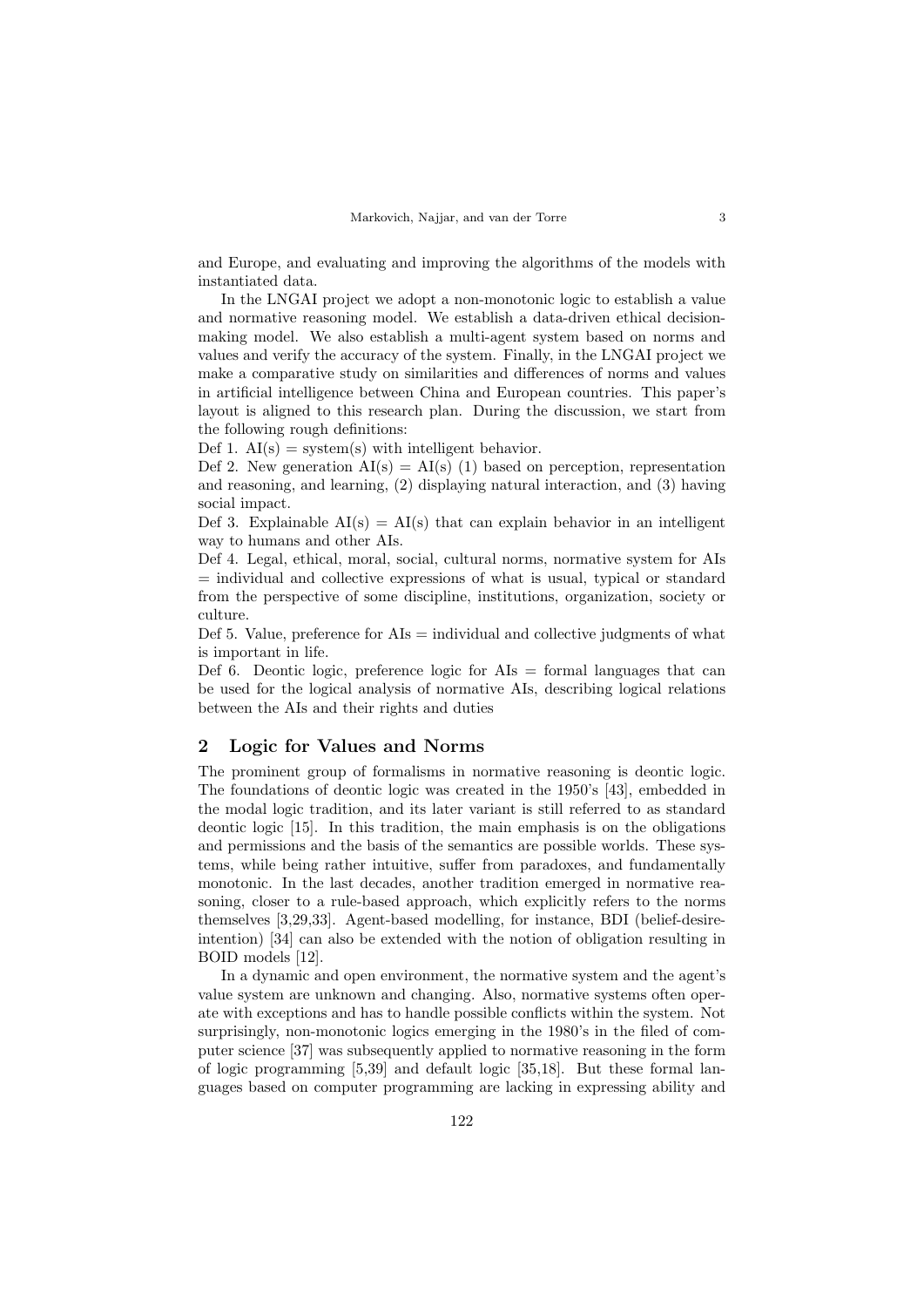and Europe, and evaluating and improving the algorithms of the models with instantiated data.

In the LNGAI project we adopt a non-monotonic logic to establish a value and normative reasoning model. We establish a data-driven ethical decision-making model. We also establish a multi-agent system based on norms and values and verify the accuracy of the system. Finally, in the LNGAI project we make a comparative study on similarities and differences of norms and values in artificial intelligence between China and European countries. This paper's layout is aligned to this research plan. During the discussion, we start from the following rough definitions:

Def 1. AI(s) = system(s) with intelligent behavior.

Def 2. New generation AI(s) = AI(s) (1) based on perception, representation and reasoning, and learning, (2) displaying natural interaction, and (3) having social impact.

Def 3. Explainable AI(s) = AI(s) that can explain behavior in an intelligent way to humans and other AIs.

Def 4. Legal, ethical, moral, social, cultural norms, normative system for AIs = individual and collective expressions of what is usual, typical or standard from the perspective of some discipline, institutions, organization, society or culture.

Def 5. Value, preference for AIs = individual and collective judgments of what is important in life.

Def 6. Deontic logic, preference logic for AIs = formal languages that can be used for the logical analysis of normative AIs, describing logical relations between the AIs and their rights and duties

## 2 Logic for Values and Norms

The prominent group of formalisms in normative reasoning is deontic logic. The foundations of deontic logic was created in the 1950's [43], embedded in the modal logic tradition, and its later variant is still referred to as standard deontic logic [15]. In this tradition, the main emphasis is on the obligations and permissions and the basis of the semantics are possible worlds. These systems, while being rather intuitive, suffer from paradoxes, and fundamentally monotonic. In the last decades, another tradition emerged in normative reasoning, closer to a rule-based approach, which explicitly refers to the norms themselves [3,29,33]. Agent-based modelling, for instance, BDI (belief-desire-intention) [34] can also be extended with the notion of obligation resulting in BOID models [12].

In a dynamic and open environment, the normative system and the agent's value system are unknown and changing. Also, normative systems often operate with exceptions and has to handle possible conflicts within the system. Not surprisingly, non-monotonic logics emerging in the 1980's in the filed of computer science [37] was subsequently applied to normative reasoning in the form of logic programming [5,39] and default logic [35,18]. But these formal languages based on computer programming are lacking in expressing ability and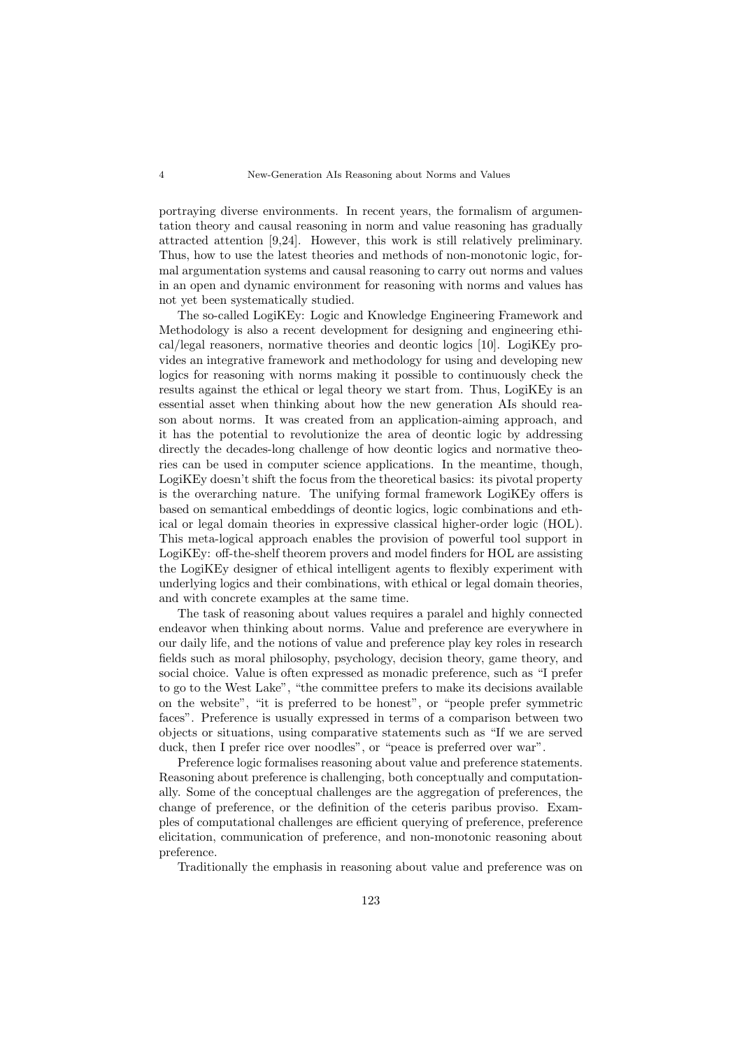portraying diverse environments. In recent years, the formalism of argumentation theory and causal reasoning in norm and value reasoning has gradually attracted attention [9,24]. However, this work is still relatively preliminary. Thus, how to use the latest theories and methods of non-monotonic logic, formal argumentation systems and causal reasoning to carry out norms and values in an open and dynamic environment for reasoning with norms and values has not yet been systematically studied.

The so-called LogiKEy: Logic and Knowledge Engineering Framework and Methodology is also a recent development for designing and engineering ethical/legal reasoners, normative theories and deontic logics [10]. LogiKEy provides an integrative framework and methodology for using and developing new logics for reasoning with norms making it possible to continuously check the results against the ethical or legal theory we start from. Thus, LogiKEy is an essential asset when thinking about how the new generation AIs should reason about norms. It was created from an application-aiming approach, and it has the potential to revolutionize the area of deontic logic by addressing directly the decades-long challenge of how deontic logics and normative theories can be used in computer science applications. In the meantime, though, LogiKEy doesn't shift the focus from the theoretical basics: its pivotal property is the overarching nature. The unifying formal framework LogiKEy offers is based on semantical embeddings of deontic logics, logic combinations and ethical or legal domain theories in expressive classical higher-order logic (HOL). This meta-logical approach enables the provision of powerful tool support in LogiKEy: off-the-shelf theorem provers and model finders for HOL are assisting the LogiKEy designer of ethical intelligent agents to flexibly experiment with underlying logics and their combinations, with ethical or legal domain theories, and with concrete examples at the same time.

The task of reasoning about values requires a paralel and highly connected endeavor when thinking about norms. Value and preference are everywhere in our daily life, and the notions of value and preference play key roles in research fields such as moral philosophy, psychology, decision theory, game theory, and social choice. Value is often expressed as monadic preference, such as "I prefer to go to the West Lake", "the committee prefers to make its decisions available on the website", "it is preferred to be honest", or "people prefer symmetric faces". Preference is usually expressed in terms of a comparison between two objects or situations, using comparative statements such as "If we are served duck, then I prefer rice over noodles", or "peace is preferred over war".

Preference logic formalises reasoning about value and preference statements. Reasoning about preference is challenging, both conceptually and computationally. Some of the conceptual challenges are the aggregation of preferences, the change of preference, or the definition of the ceteris paribus proviso. Examples of computational challenges are efficient querying of preference, preference elicitation, communication of preference, and non-monotonic reasoning about preference.

Traditionally the emphasis in reasoning about value and preference was on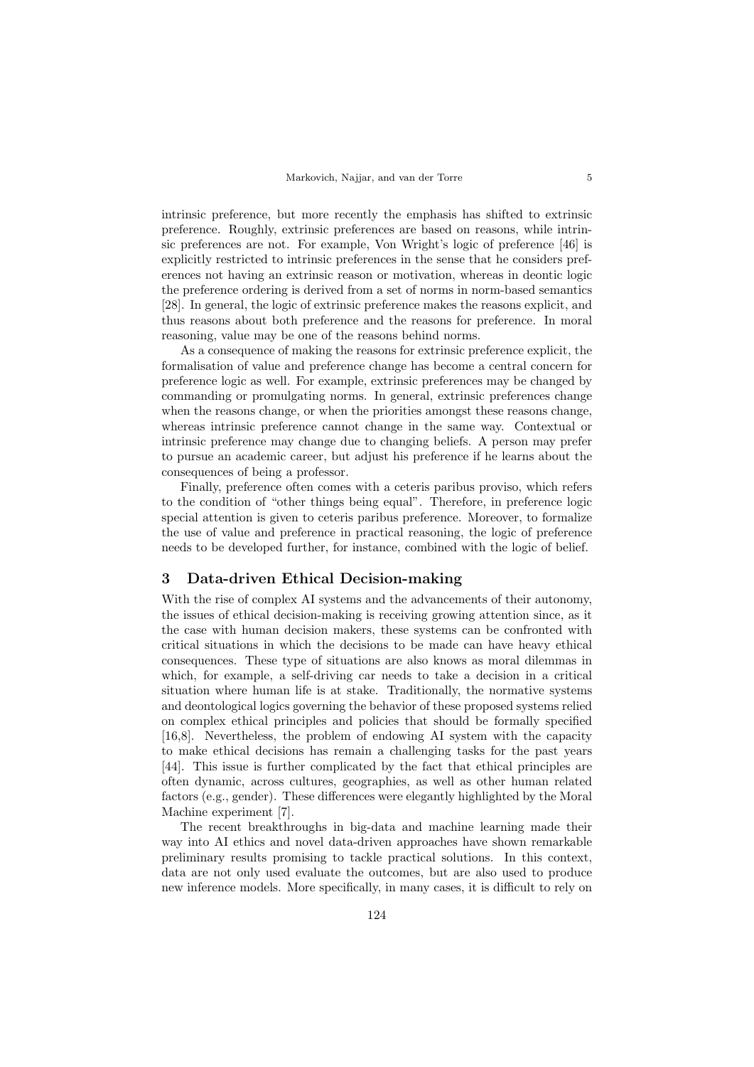intrinsic preference, but more recently the emphasis has shifted to extrinsic preference. Roughly, extrinsic preferences are based on reasons, while intrinsic preferences are not. For example, Von Wright's logic of preference [46] is explicitly restricted to intrinsic preferences in the sense that he considers preferences not having an extrinsic reason or motivation, whereas in deontic logic the preference ordering is derived from a set of norms in norm-based semantics [28]. In general, the logic of extrinsic preference makes the reasons explicit, and thus reasons about both preference and the reasons for preference. In moral reasoning, value may be one of the reasons behind norms.

As a consequence of making the reasons for extrinsic preference explicit, the formalisation of value and preference change has become a central concern for preference logic as well. For example, extrinsic preferences may be changed by commanding or promulgating norms. In general, extrinsic preferences change when the reasons change, or when the priorities amongst these reasons change, whereas intrinsic preference cannot change in the same way. Contextual or intrinsic preference may change due to changing beliefs. A person may prefer to pursue an academic career, but adjust his preference if he learns about the consequences of being a professor.

Finally, preference often comes with a ceteris paribus proviso, which refers to the condition of "other things being equal". Therefore, in preference logic special attention is given to ceteris paribus preference. Moreover, to formalize the use of value and preference in practical reasoning, the logic of preference needs to be developed further, for instance, combined with the logic of belief.

## 3 Data-driven Ethical Decision-making

With the rise of complex AI systems and the advancements of their autonomy, the issues of ethical decision-making is receiving growing attention since, as it the case with human decision makers, these systems can be confronted with critical situations in which the decisions to be made can have heavy ethical consequences. These type of situations are also knows as moral dilemmas in which, for example, a self-driving car needs to take a decision in a critical situation where human life is at stake. Traditionally, the normative systems and deontological logics governing the behavior of these proposed systems relied on complex ethical principles and policies that should be formally specified [16,8]. Nevertheless, the problem of endowing AI system with the capacity to make ethical decisions has remain a challenging tasks for the past years [44]. This issue is further complicated by the fact that ethical principles are often dynamic, across cultures, geographies, as well as other human related factors (e.g., gender). These differences were elegantly highlighted by the Moral Machine experiment [7].

The recent breakthroughs in big-data and machine learning made their way into AI ethics and novel data-driven approaches have shown remarkable preliminary results promising to tackle practical solutions. In this context, data are not only used evaluate the outcomes, but are also used to produce new inference models. More specifically, in many cases, it is difficult to rely on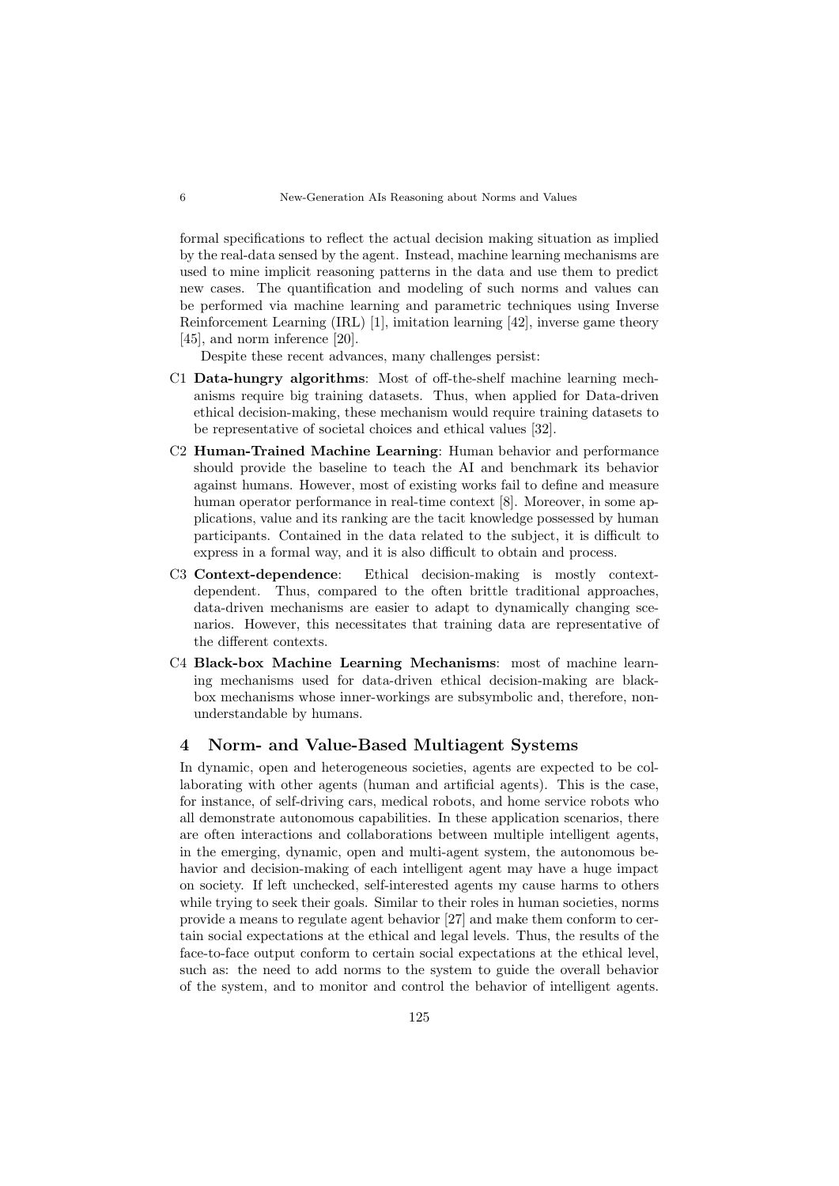formal specifications to reflect the actual decision making situation as implied by the real-data sensed by the agent. Instead, machine learning mechanisms are used to mine implicit reasoning patterns in the data and use them to predict new cases. The quantification and modeling of such norms and values can be performed via machine learning and parametric techniques using Inverse Reinforcement Learning (IRL) [1], imitation learning [42], inverse game theory [45], and norm inference [20].

Despite these recent advances, many challenges persist:

- C1 **Data-hungry algorithms**: Most of off-the-shelf machine learning mechanisms require big training datasets. Thus, when applied for Data-driven ethical decision-making, these mechanism would require training datasets to be representative of societal choices and ethical values [32].
- C2 **Human-Trained Machine Learning**: Human behavior and performance should provide the baseline to teach the AI and benchmark its behavior against humans. However, most of existing works fail to define and measure human operator performance in real-time context [8]. Moreover, in some applications, value and its ranking are the tacit knowledge possessed by human participants. Contained in the data related to the subject, it is difficult to express in a formal way, and it is also difficult to obtain and process.
- C3 **Context-dependence**: Ethical decision-making is mostly context-dependent. Thus, compared to the often brittle traditional approaches, data-driven mechanisms are easier to adapt to dynamically changing scenarios. However, this necessitates that training data are representative of the different contexts.
- C4 **Black-box Machine Learning Mechanisms**: most of machine learning mechanisms used for data-driven ethical decision-making are black-box mechanisms whose inner-workings are subsymbolic and, therefore, non-understandable by humans.

## 4 Norm- and Value-Based Multiagent Systems

In dynamic, open and heterogeneous societies, agents are expected to be collaborating with other agents (human and artificial agents). This is the case, for instance, of self-driving cars, medical robots, and home service robots who all demonstrate autonomous capabilities. In these application scenarios, there are often interactions and collaborations between multiple intelligent agents, in the emerging, dynamic, open and multi-agent system, the autonomous behavior and decision-making of each intelligent agent may have a huge impact on society. If left unchecked, self-interested agents my cause harms to others while trying to seek their goals. Similar to their roles in human societies, norms provide a means to regulate agent behavior [27] and make them conform to certain social expectations at the ethical and legal levels. Thus, the results of the face-to-face output conform to certain social expectations at the ethical level, such as: the need to add norms to the system to guide the overall behavior of the system, and to monitor and control the behavior of intelligent agents.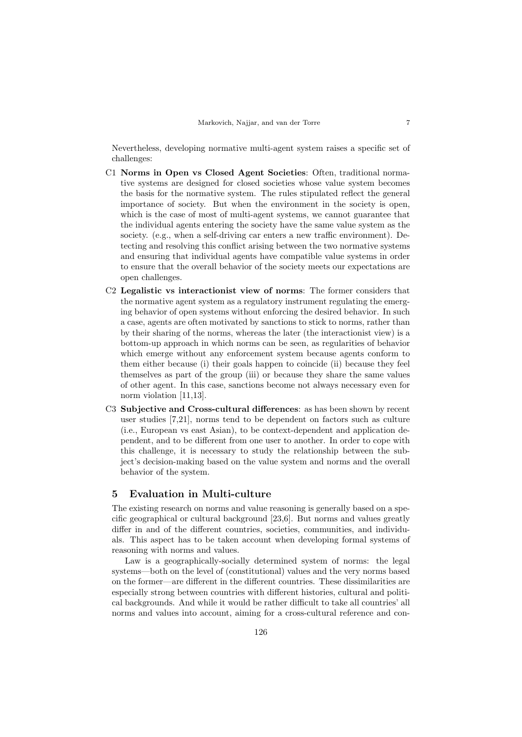Nevertheless, developing normative multi-agent system raises a specific set of challenges:

- C1 **Norms in Open vs Closed Agent Societies**: Often, traditional normative systems are designed for closed societies whose value system becomes the basis for the normative system. The rules stipulated reflect the general importance of society. But when the environment in the society is open, which is the case of most of multi-agent systems, we cannot guarantee that the individual agents entering the society have the same value system as the society. (e.g., when a self-driving car enters a new traffic environment). Detecting and resolving this conflict arising between the two normative systems and ensuring that individual agents have compatible value systems in order to ensure that the overall behavior of the society meets our expectations are open challenges.
- C2 **Legalistic vs interactionist view of norms**: The former considers that the normative agent system as a regulatory instrument regulating the emerging behavior of open systems without enforcing the desired behavior. In such a case, agents are often motivated by sanctions to stick to norms, rather than by their sharing of the norms, whereas the later (the interactionist view) is a bottom-up approach in which norms can be seen, as regularities of behavior which emerge without any enforcement system because agents conform to them either because (i) their goals happen to coincide (ii) because they feel themselves as part of the group (iii) or because they share the same values of other agent. In this case, sanctions become not always necessary even for norm violation [11,13].
- C3 **Subjective and Cross-cultural differences**: as has been shown by recent user studies [7,21], norms tend to be dependent on factors such as culture (i.e., European vs east Asian), to be context-dependent and application dependent, and to be different from one user to another. In order to cope with this challenge, it is necessary to study the relationship between the subject's decision-making based on the value system and norms and the overall behavior of the system.

## 5 Evaluation in Multi-culture

The existing research on norms and value reasoning is generally based on a specific geographical or cultural background [23,6]. But norms and values greatly differ in and of the different countries, societies, communities, and individuals. This aspect has to be taken account when developing formal systems of reasoning with norms and values.

Law is a geographically-socially determined system of norms: the legal systems—both on the level of (constitutional) values and the very norms based on the former—are different in the different countries. These dissimilarities are especially strong between countries with different histories, cultural and political backgrounds. And while it would be rather difficult to take all countries' all norms and values into account, aiming for a cross-cultural reference and con-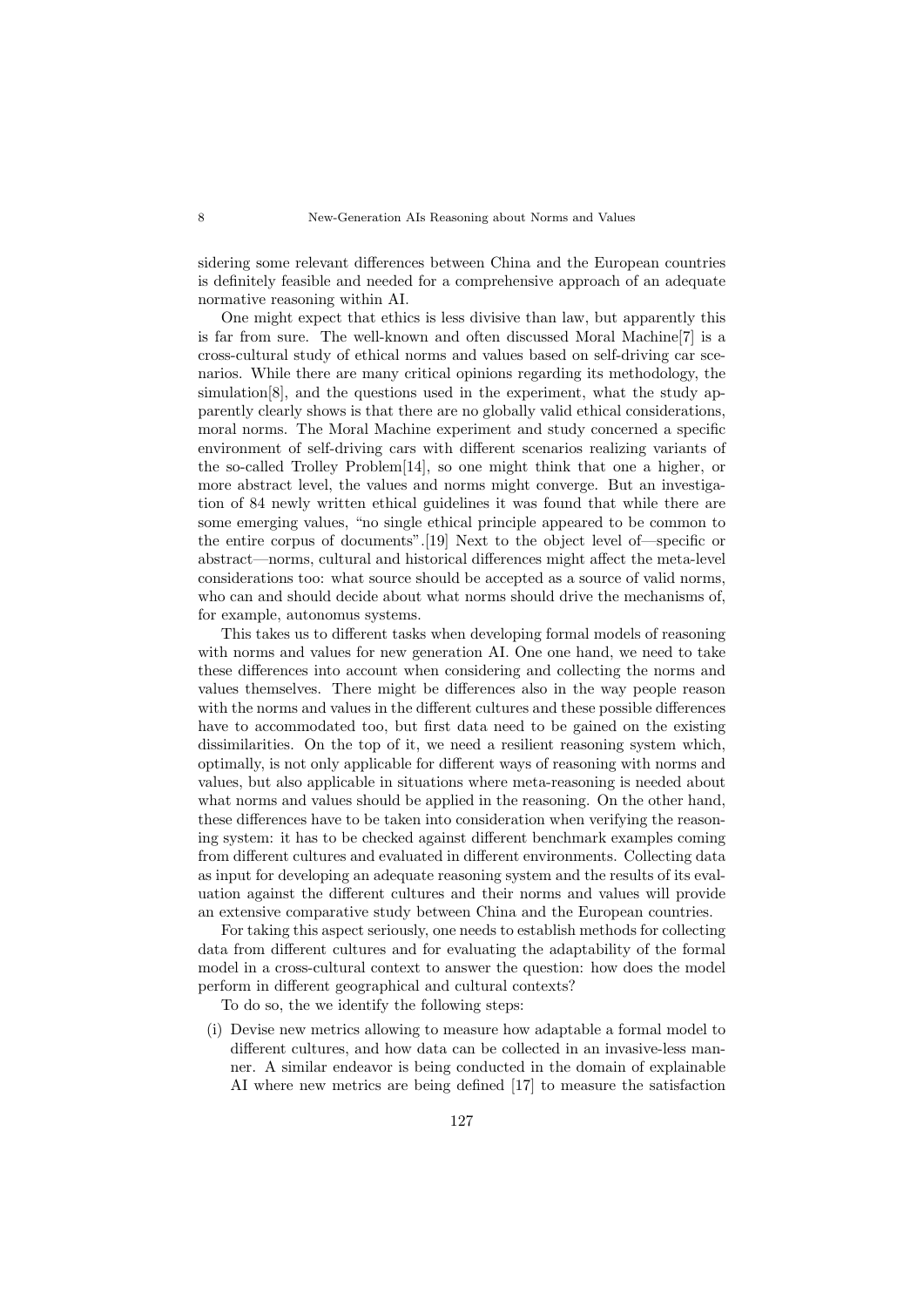sidering some relevant differences between China and the European countries is definitely feasible and needed for a comprehensive approach of an adequate normative reasoning within AI.

One might expect that ethics is less divisive than law, but apparently this is far from sure. The well-known and often discussed Moral Machine[7] is a cross-cultural study of ethical norms and values based on self-driving car scenarios. While there are many critical opinions regarding its methodology, the simulation[8], and the questions used in the experiment, what the study apparently clearly shows is that there are no globally valid ethical considerations, moral norms. The Moral Machine experiment and study concerned a specific environment of self-driving cars with different scenarios realizing variants of the so-called Trolley Problem[14], so one might think that one a higher, or more abstract level, the values and norms might converge. But an investigation of 84 newly written ethical guidelines it was found that while there are some emerging values, "no single ethical principle appeared to be common to the entire corpus of documents".[19] Next to the object level of—specific or abstract—norms, cultural and historical differences might affect the meta-level considerations too: what source should be accepted as a source of valid norms, who can and should decide about what norms should drive the mechanisms of, for example, autonomus systems.

This takes us to different tasks when developing formal models of reasoning with norms and values for new generation AI. One one hand, we need to take these differences into account when considering and collecting the norms and values themselves. There might be differences also in the way people reason with the norms and values in the different cultures and these possible differences have to accommodated too, but first data need to be gained on the existing dissimilarities. On the top of it, we need a resilient reasoning system which, optimally, is not only applicable for different ways of reasoning with norms and values, but also applicable in situations where meta-reasoning is needed about what norms and values should be applied in the reasoning. On the other hand, these differences have to be taken into consideration when verifying the reasoning system: it has to be checked against different benchmark examples coming from different cultures and evaluated in different environments. Collecting data as input for developing an adequate reasoning system and the results of its evaluation against the different cultures and their norms and values will provide an extensive comparative study between China and the European countries.

For taking this aspect seriously, one needs to establish methods for collecting data from different cultures and for evaluating the adaptability of the formal model in a cross-cultural context to answer the question: how does the model perform in different geographical and cultural contexts?

To do so, the we identify the following steps:

(i) Devise new metrics allowing to measure how adaptable a formal model to different cultures, and how data can be collected in an invasive-less manner. A similar endeavor is being conducted in the domain of explainable AI where new metrics are being defined [17] to measure the satisfaction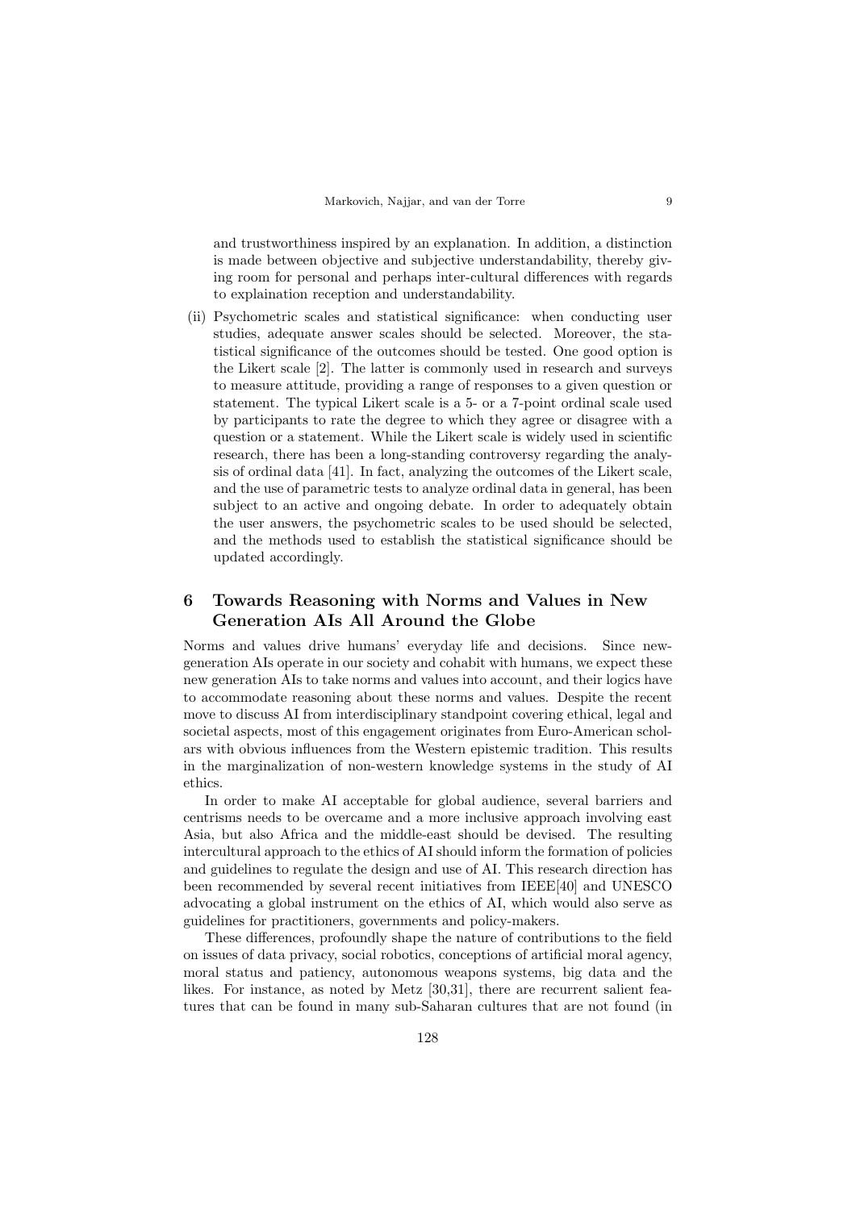and trustworthiness inspired by an explanation. In addition, a distinction is made between objective and subjective understandability, thereby giving room for personal and perhaps inter-cultural differences with regards to explaination reception and understandability.

(ii) Psychometric scales and statistical significance: when conducting user studies, adequate answer scales should be selected. Moreover, the statistical significance of the outcomes should be tested. One good option is the Likert scale [2]. The latter is commonly used in research and surveys to measure attitude, providing a range of responses to a given question or statement. The typical Likert scale is a 5- or a 7-point ordinal scale used by participants to rate the degree to which they agree or disagree with a question or a statement. While the Likert scale is widely used in scientific research, there has been a long-standing controversy regarding the analysis of ordinal data [41]. In fact, analyzing the outcomes of the Likert scale, and the use of parametric tests to analyze ordinal data in general, has been subject to an active and ongoing debate. In order to adequately obtain the user answers, the psychometric scales to be used should be selected, and the methods used to establish the statistical significance should be updated accordingly.

## 6 Towards Reasoning with Norms and Values in New Generation AIs All Around the Globe

Norms and values drive humans' everyday life and decisions. Since new-generation AIs operate in our society and cohabit with humans, we expect these new generation AIs to take norms and values into account, and their logics have to accommodate reasoning about these norms and values. Despite the recent move to discuss AI from interdisciplinary standpoint covering ethical, legal and societal aspects, most of this engagement originates from Euro-American scholars with obvious influences from the Western epistemic tradition. This results in the marginalization of non-western knowledge systems in the study of AI ethics.

In order to make AI acceptable for global audience, several barriers and centrisms needs to be overcame and a more inclusive approach involving east Asia, but also Africa and the middle-east should be devised. The resulting intercultural approach to the ethics of AI should inform the formation of policies and guidelines to regulate the design and use of AI. This research direction has been recommended by several recent initiatives from IEEE[40] and UNESCO advocating a global instrument on the ethics of AI, which would also serve as guidelines for practitioners, governments and policy-makers.

These differences, profoundly shape the nature of contributions to the field on issues of data privacy, social robotics, conceptions of artificial moral agency, moral status and patiency, autonomous weapons systems, big data and the likes. For instance, as noted by Metz [30,31], there are recurrent salient features that can be found in many sub-Saharan cultures that are not found (in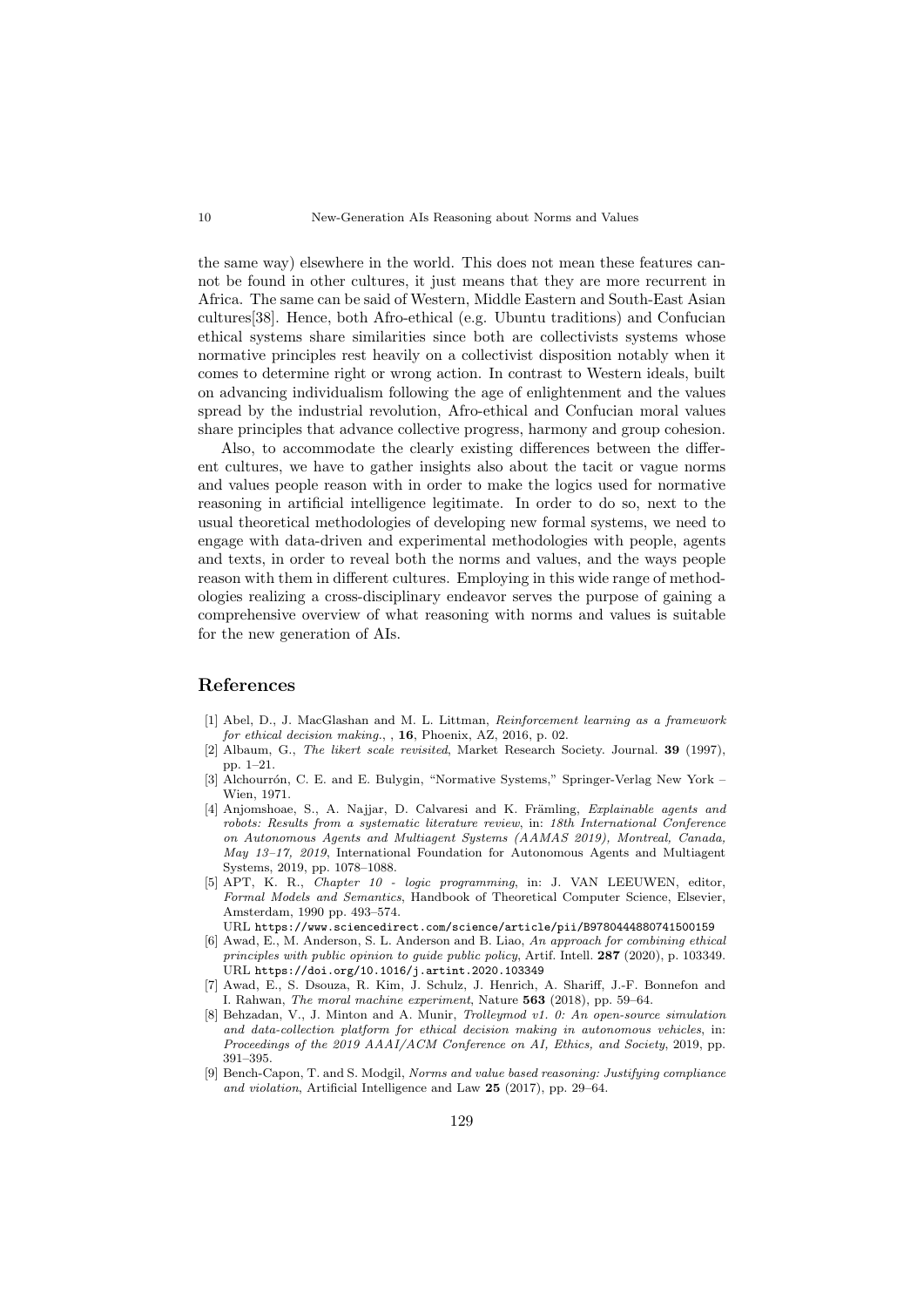the same way) elsewhere in the world. This does not mean these features cannot be found in other cultures, it just means that they are more recurrent in Africa. The same can be said of Western, Middle Eastern and South-East Asian cultures[38]. Hence, both Afro-ethical (e.g. Ubuntu traditions) and Confucian ethical systems share similarities since both are collectivists systems whose normative principles rest heavily on a collectivist disposition notably when it comes to determine right or wrong action. In contrast to Western ideals, built on advancing individualism following the age of enlightenment and the values spread by the industrial revolution, Afro-ethical and Confucian moral values share principles that advance collective progress, harmony and group cohesion.

Also, to accommodate the clearly existing differences between the different cultures, we have to gather insights also about the tacit or vague norms and values people reason with in order to make the logics used for normative reasoning in artificial intelligence legitimate. In order to do so, next to the usual theoretical methodologies of developing new formal systems, we need to engage with data-driven and experimental methodologies with people, agents and texts, in order to reveal both the norms and values, and the ways people reason with them in different cultures. Employing in this wide range of methodologies realizing a cross-disciplinary endeavor serves the purpose of gaining a comprehensive overview of what reasoning with norms and values is suitable for the new generation of AIs.

## References

[1] Abel, D., J. MacGlashan and M. L. Littman, *Reinforcement learning as a framework for ethical decision making.*, , **16**, Phoenix, AZ, 2016, p. 02.

[2] Albaum, G., *The likert scale revisited*, Market Research Society. Journal. **39** (1997), pp. 1–21.

[3] Alchourrón, C. E. and E. Bulygin, "Normative Systems," Springer-Verlag New York – Wien, 1971.

[4] Anjomshoae, S., A. Najjar, D. Calvaresi and K. Främling, *Explainable agents and robots: Results from a systematic literature review*, in: *18th International Conference on Autonomous Agents and Multiagent Systems (AAMAS 2019), Montreal, Canada, May 13–17, 2019*, International Foundation for Autonomous Agents and Multiagent Systems, 2019, pp. 1078–1088.

[5] APT, K. R., *Chapter 10 - logic programming*, in: J. VAN LEEUWEN, editor, *Formal Models and Semantics*, Handbook of Theoretical Computer Science, Elsevier, Amsterdam, 1990 pp. 493–574.
URL https://www.sciencedirect.com/science/article/pii/B9780444880741500159

[6] Awad, E., M. Anderson, S. L. Anderson and B. Liao, *An approach for combining ethical principles with public opinion to guide public policy*, Artif. Intell. **287** (2020), p. 103349.
URL https://doi.org/10.1016/j.artint.2020.103349

[7] Awad, E., S. Dsouza, R. Kim, J. Schulz, J. Henrich, A. Shariff, J.-F. Bonnefon and I. Rahwan, *The moral machine experiment*, Nature **563** (2018), pp. 59–64.

[8] Behzadan, V., J. Minton and A. Munir, *Trolleymod v1. 0: An open-source simulation and data-collection platform for ethical decision making in autonomous vehicles*, in: *Proceedings of the 2019 AAAI/ACM Conference on AI, Ethics, and Society*, 2019, pp. 391–395.

[9] Bench-Capon, T. and S. Modgil, *Norms and value based reasoning: Justifying compliance and violation*, Artificial Intelligence and Law **25** (2017), pp. 29–64.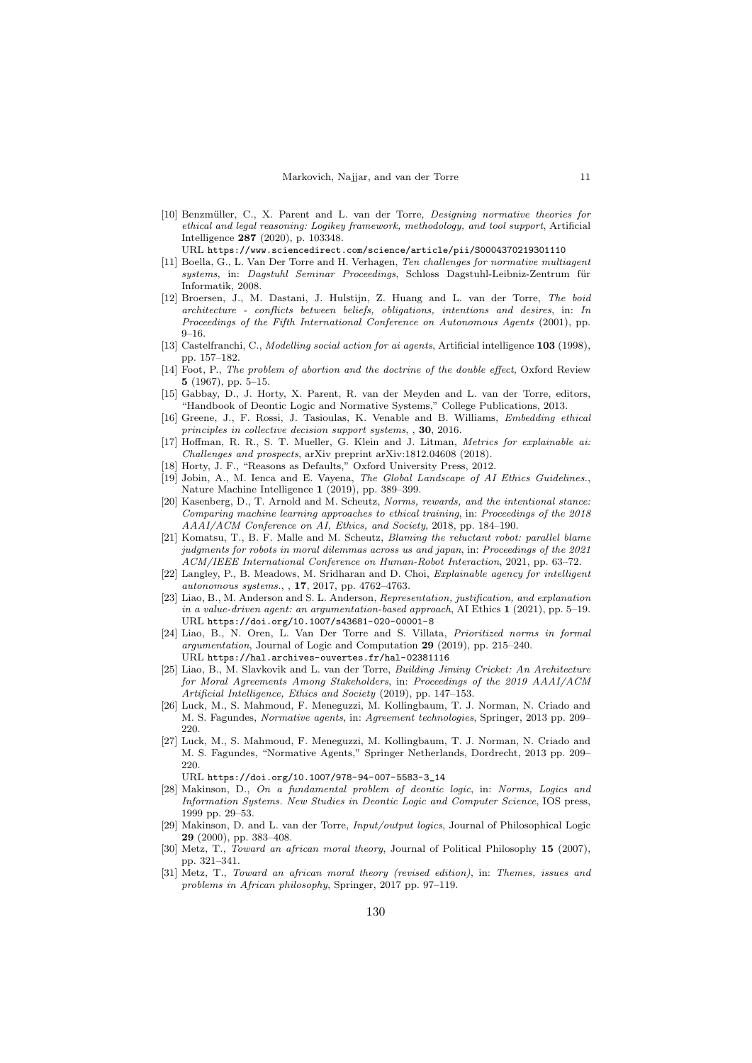[10] Benzmüller, C., X. Parent and L. van der Torre, *Designing normative theories for ethical and legal reasoning: Logikey framework, methodology, and tool support*, Artificial Intelligence **287** (2020), p. 103348.
URL https://www.sciencedirect.com/science/article/pii/S0004370219301110

[11] Boella, G., L. Van Der Torre and H. Verhagen, *Ten challenges for normative multiagent systems*, in: *Dagstuhl Seminar Proceedings*, Schloss Dagstuhl-Leibniz-Zentrum für Informatik, 2008.

[12] Broersen, J., M. Dastani, J. Hulstijn, Z. Huang and L. van der Torre, *The boid architecture - conflicts between beliefs, obligations, intentions and desires*, in: *In Proceedings of the Fifth International Conference on Autonomous Agents* (2001), pp. 9–16.

[13] Castelfranchi, C., *Modelling social action for ai agents*, Artificial intelligence **103** (1998), pp. 157–182.

[14] Foot, P., *The problem of abortion and the doctrine of the double effect*, Oxford Review **5** (1967), pp. 5–15.

[15] Gabbay, D., J. Horty, X. Parent, R. van der Meyden and L. van der Torre, editors, "Handbook of Deontic Logic and Normative Systems," College Publications, 2013.

[16] Greene, J., F. Rossi, J. Tasioulas, K. Venable and B. Williams, *Embedding ethical principles in collective decision support systems*, , **30**, 2016.

[17] Hoffman, R. R., S. T. Mueller, G. Klein and J. Litman, *Metrics for explainable ai: Challenges and prospects*, arXiv preprint arXiv:1812.04608 (2018).

[18] Horty, J. F., "Reasons as Defaults," Oxford University Press, 2012.

[19] Jobin, A., M. Ienca and E. Vayena, *The Global Landscape of AI Ethics Guidelines.*, Nature Machine Intelligence **1** (2019), pp. 389–399.

[20] Kasenberg, D., T. Arnold and M. Scheutz, *Norms, rewards, and the intentional stance: Comparing machine learning approaches to ethical training*, in: *Proceedings of the 2018 AAAI/ACM Conference on AI, Ethics, and Society*, 2018, pp. 184–190.

[21] Komatsu, T., B. F. Malle and M. Scheutz, *Blaming the reluctant robot: parallel blame judgments for robots in moral dilemmas across us and japan*, in: *Proceedings of the 2021 ACM/IEEE International Conference on Human-Robot Interaction*, 2021, pp. 63–72.

[22] Langley, P., B. Meadows, M. Sridharan and D. Choi, *Explainable agency for intelligent autonomous systems.*, , **17**, 2017, pp. 4762–4763.

[23] Liao, B., M. Anderson and S. L. Anderson, *Representation, justification, and explanation in a value-driven agent: an argumentation-based approach*, AI Ethics **1** (2021), pp. 5–19.
URL https://doi.org/10.1007/s43681-020-00001-8

[24] Liao, B., N. Oren, L. Van Der Torre and S. Villata, *Prioritized norms in formal argumentation*, Journal of Logic and Computation **29** (2019), pp. 215–240.
URL https://hal.archives-ouvertes.fr/hal-02381116

[25] Liao, B., M. Slavkovik and L. van der Torre, *Building Jiminy Cricket: An Architecture for Moral Agreements Among Stakeholders*, in: *Proceedings of the 2019 AAAI/ACM Artificial Intelligence, Ethics and Society* (2019), pp. 147–153.

[26] Luck, M., S. Mahmoud, F. Meneguzzi, M. Kollingbaum, T. J. Norman, N. Criado and M. S. Fagundes, *Normative agents*, in: *Agreement technologies*, Springer, 2013 pp. 209–220.

[27] Luck, M., S. Mahmoud, F. Meneguzzi, M. Kollingbaum, T. J. Norman, N. Criado and M. S. Fagundes, "Normative Agents," Springer Netherlands, Dordrecht, 2013 pp. 209–220.
URL https://doi.org/10.1007/978-94-007-5583-3_14

[28] Makinson, D., *On a fundamental problem of deontic logic*, in: *Norms, Logics and Information Systems. New Studies in Deontic Logic and Computer Science*, IOS press, 1999 pp. 29–53.

[29] Makinson, D. and L. van der Torre, *Input/output logics*, Journal of Philosophical Logic **29** (2000), pp. 383–408.

[30] Metz, T., *Toward an african moral theory*, Journal of Political Philosophy **15** (2007), pp. 321–341.

[31] Metz, T., *Toward an african moral theory (revised edition)*, in: *Themes, issues and problems in African philosophy*, Springer, 2017 pp. 97–119.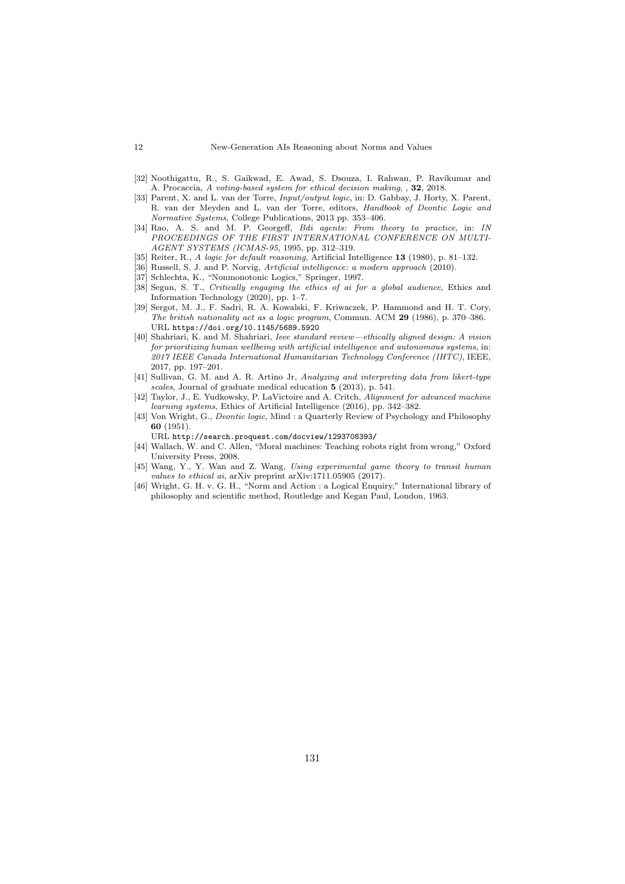[32] Noothigattu, R., S. Gaikwad, E. Awad, S. Dsouza, I. Rahwan, P. Ravikumar and A. Procaccia, *A voting-based system for ethical decision making*, , **32**, 2018.

[33] Parent, X. and L. van der Torre, *Input/output logic*, in: D. Gabbay, J. Horty, X. Parent, R. van der Meyden and L. van der Torre, editors, *Handbook of Deontic Logic and Normative Systems*, College Publications, 2013 pp. 353–406.

[34] Rao, A. S. and M. P. Georgeff, *Bdi agents: From theory to practice*, in: *IN PROCEEDINGS OF THE FIRST INTERNATIONAL CONFERENCE ON MULTI-AGENT SYSTEMS (ICMAS-95*, 1995, pp. 312–319.

[35] Reiter, R., *A logic for default reasoning*, Artificial Intelligence **13** (1980), p. 81–132.

[36] Russell, S. J. and P. Norvig, *Artificial intelligence: a modern approach* (2010).

[37] Schlechta, K., "Nonmonotonic Logics," Springer, 1997.

[38] Segun, S. T., *Critically engaging the ethics of ai for a global audience*, Ethics and Information Technology (2020), pp. 1–7.

[39] Sergot, M. J., F. Sadri, R. A. Kowalski, F. Kriwaczek, P. Hammond and H. T. Cory, *The british nationality act as a logic program*, Commun. ACM **29** (1986), p. 370–386. URL `https://doi.org/10.1145/5689.5920`

[40] Shahriari, K. and M. Shahriari, *Ieee standard review—ethically aligned design: A vision for prioritizing human wellbeing with artificial intelligence and autonomous systems*, in: *2017 IEEE Canada International Humanitarian Technology Conference (IHTC)*, IEEE, 2017, pp. 197–201.

[41] Sullivan, G. M. and A. R. Artino Jr, *Analyzing and interpreting data from likert-type scales*, Journal of graduate medical education **5** (2013), p. 541.

[42] Taylor, J., E. Yudkowsky, P. LaVictoire and A. Critch, *Alignment for advanced machine learning systems*, Ethics of Artificial Intelligence (2016), pp. 342–382.

[43] Von Wright, G., *Deontic logic*, Mind : a Quarterly Review of Psychology and Philosophy **60** (1951). URL `http://search.proquest.com/docview/1293708393/`

[44] Wallach, W. and C. Allen, "Moral machines: Teaching robots right from wrong," Oxford University Press, 2008.

[45] Wang, Y., Y. Wan and Z. Wang, *Using experimental game theory to transit human values to ethical ai*, arXiv preprint arXiv:1711.05905 (2017).

[46] Wright, G. H. v. G. H., "Norm and Action : a Logical Enquiry," International library of philosophy and scientific method, Routledge and Kegan Paul, London, 1963.